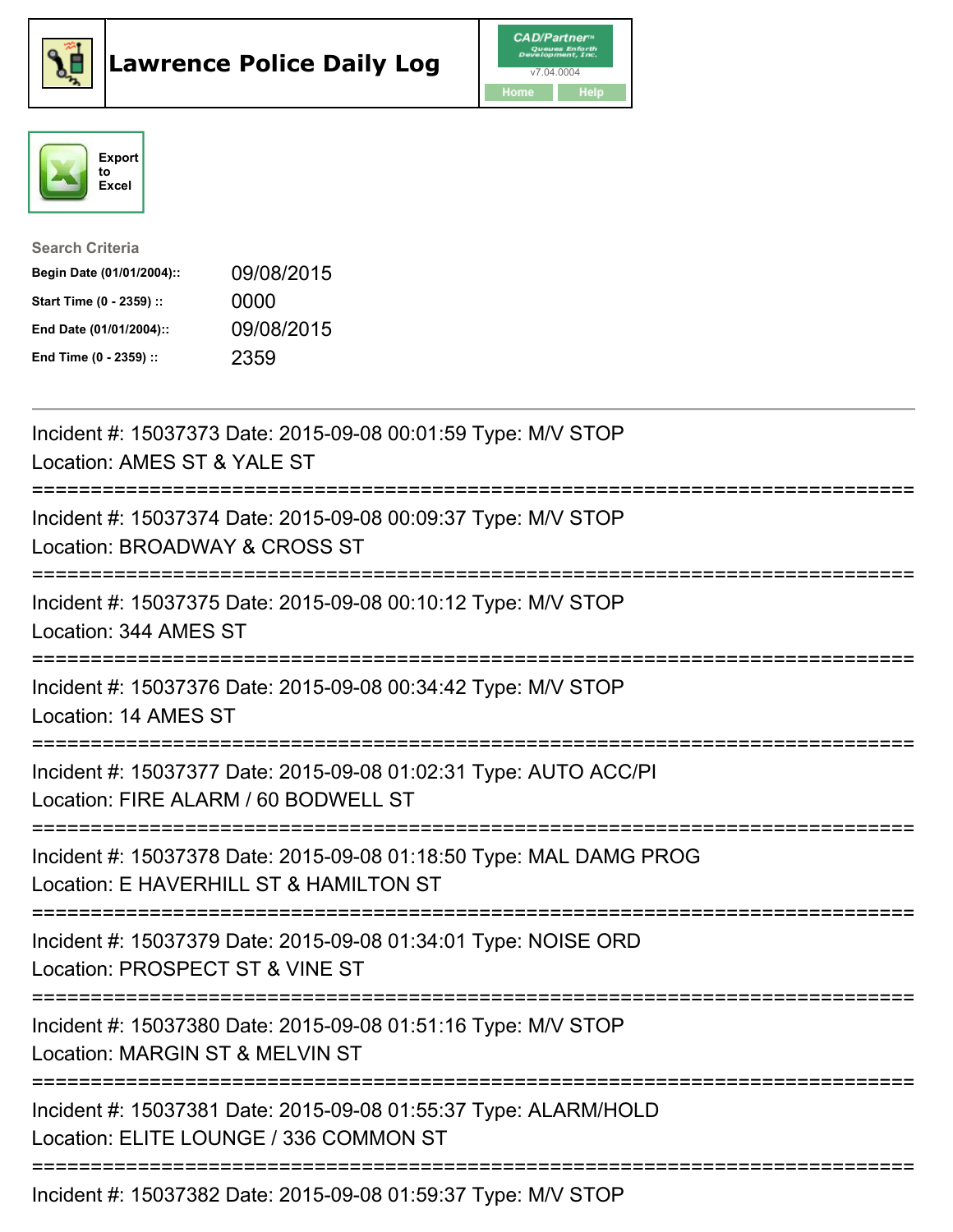# Lawrence Police Daily Log

CAD/Partner™ Queues Enforth Development, Inc.
v7.04.0004
Home Help

Export to Excel

**Search Criteria**

| | |
|---|---|
| **Begin Date (01/01/2004)::** | 09/08/2015 |
| **Start Time (0 - 2359) ::** | 0000 |
| **End Date (01/01/2004)::** | 09/08/2015 |
| **End Time (0 - 2359) ::** | 2359 |

---

Incident #: 15037373 Date: 2015-09-08 00:01:59 Type: M/V STOP
Location: AMES ST & YALE ST

===========================================================================

Incident #: 15037374 Date: 2015-09-08 00:09:37 Type: M/V STOP
Location: BROADWAY & CROSS ST

===========================================================================

Incident #: 15037375 Date: 2015-09-08 00:10:12 Type: M/V STOP
Location: 344 AMES ST

===========================================================================

Incident #: 15037376 Date: 2015-09-08 00:34:42 Type: M/V STOP
Location: 14 AMES ST

===========================================================================

Incident #: 15037377 Date: 2015-09-08 01:02:31 Type: AUTO ACC/PI
Location: FIRE ALARM / 60 BODWELL ST

===========================================================================

Incident #: 15037378 Date: 2015-09-08 01:18:50 Type: MAL DAMG PROG
Location: E HAVERHILL ST & HAMILTON ST

===========================================================================

Incident #: 15037379 Date: 2015-09-08 01:34:01 Type: NOISE ORD
Location: PROSPECT ST & VINE ST

===========================================================================

Incident #: 15037380 Date: 2015-09-08 01:51:16 Type: M/V STOP
Location: MARGIN ST & MELVIN ST

===========================================================================

Incident #: 15037381 Date: 2015-09-08 01:55:37 Type: ALARM/HOLD
Location: ELITE LOUNGE / 336 COMMON ST

===========================================================================

Incident #: 15037382 Date: 2015-09-08 01:59:37 Type: M/V STOP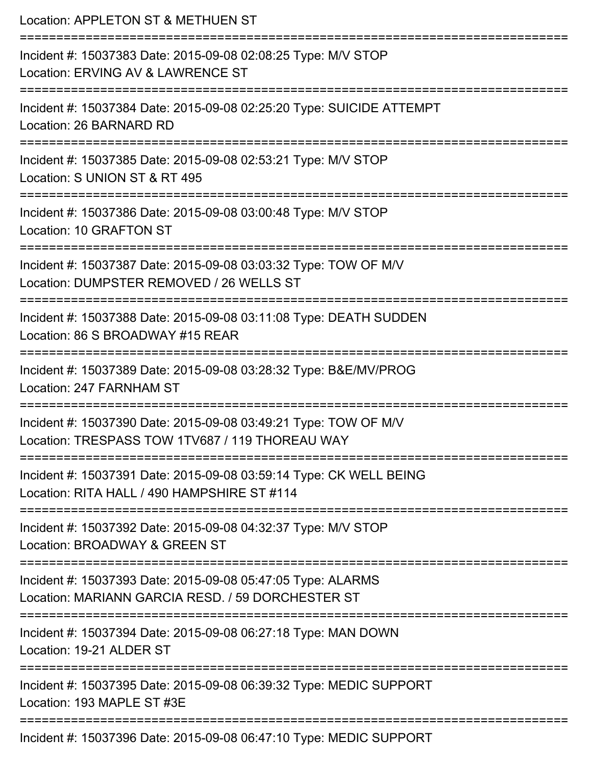Location: APPLETON ST & METHUEN ST

===========================================================================

Incident #: 15037383 Date: 2015-09-08 02:08:25 Type: M/V STOP
Location: ERVING AV & LAWRENCE ST

===========================================================================

Incident #: 15037384 Date: 2015-09-08 02:25:20 Type: SUICIDE ATTEMPT
Location: 26 BARNARD RD

===========================================================================

Incident #: 15037385 Date: 2015-09-08 02:53:21 Type: M/V STOP
Location: S UNION ST & RT 495

===========================================================================

Incident #: 15037386 Date: 2015-09-08 03:00:48 Type: M/V STOP
Location: 10 GRAFTON ST

===========================================================================

Incident #: 15037387 Date: 2015-09-08 03:03:32 Type: TOW OF M/V
Location: DUMPSTER REMOVED / 26 WELLS ST

===========================================================================

Incident #: 15037388 Date: 2015-09-08 03:11:08 Type: DEATH SUDDEN
Location: 86 S BROADWAY #15 REAR

===========================================================================

Incident #: 15037389 Date: 2015-09-08 03:28:32 Type: B&E/MV/PROG
Location: 247 FARNHAM ST

===========================================================================

Incident #: 15037390 Date: 2015-09-08 03:49:21 Type: TOW OF M/V
Location: TRESPASS TOW 1TV687 / 119 THOREAU WAY

===========================================================================

Incident #: 15037391 Date: 2015-09-08 03:59:14 Type: CK WELL BEING
Location: RITA HALL / 490 HAMPSHIRE ST #114

===========================================================================

Incident #: 15037392 Date: 2015-09-08 04:32:37 Type: M/V STOP
Location: BROADWAY & GREEN ST

===========================================================================

Incident #: 15037393 Date: 2015-09-08 05:47:05 Type: ALARMS
Location: MARIANN GARCIA RESD. / 59 DORCHESTER ST

===========================================================================

Incident #: 15037394 Date: 2015-09-08 06:27:18 Type: MAN DOWN
Location: 19-21 ALDER ST

===========================================================================

Incident #: 15037395 Date: 2015-09-08 06:39:32 Type: MEDIC SUPPORT
Location: 193 MAPLE ST #3E

===========================================================================

Incident #: 15037396 Date: 2015-09-08 06:47:10 Type: MEDIC SUPPORT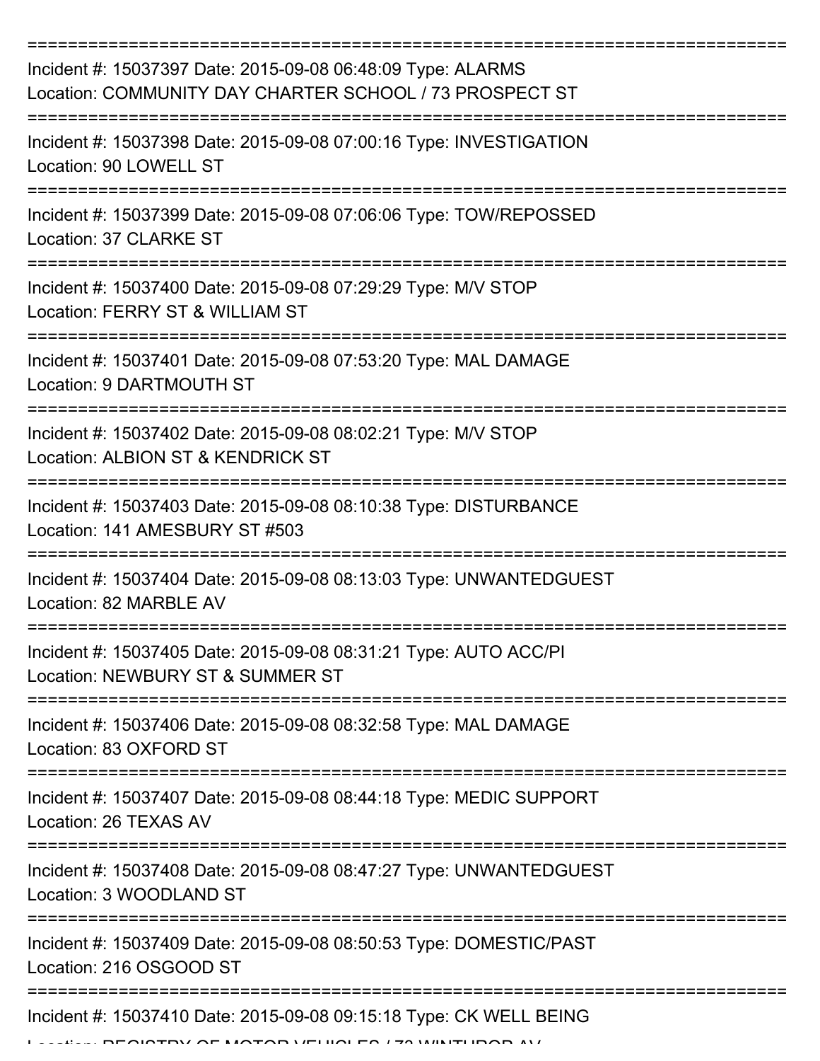Incident #: 15037397 Date: 2015-09-08 06:48:09 Type: ALARMS
Location: COMMUNITY DAY CHARTER SCHOOL / 73 PROSPECT ST

Incident #: 15037398 Date: 2015-09-08 07:00:16 Type: INVESTIGATION
Location: 90 LOWELL ST

Incident #: 15037399 Date: 2015-09-08 07:06:06 Type: TOW/REPOSSED
Location: 37 CLARKE ST

Incident #: 15037400 Date: 2015-09-08 07:29:29 Type: M/V STOP
Location: FERRY ST & WILLIAM ST

Incident #: 15037401 Date: 2015-09-08 07:53:20 Type: MAL DAMAGE
Location: 9 DARTMOUTH ST

Incident #: 15037402 Date: 2015-09-08 08:02:21 Type: M/V STOP
Location: ALBION ST & KENDRICK ST

Incident #: 15037403 Date: 2015-09-08 08:10:38 Type: DISTURBANCE
Location: 141 AMESBURY ST #503

Incident #: 15037404 Date: 2015-09-08 08:13:03 Type: UNWANTEDGUEST
Location: 82 MARBLE AV

Incident #: 15037405 Date: 2015-09-08 08:31:21 Type: AUTO ACC/PI
Location: NEWBURY ST & SUMMER ST

Incident #: 15037406 Date: 2015-09-08 08:32:58 Type: MAL DAMAGE
Location: 83 OXFORD ST

Incident #: 15037407 Date: 2015-09-08 08:44:18 Type: MEDIC SUPPORT
Location: 26 TEXAS AV

Incident #: 15037408 Date: 2015-09-08 08:47:27 Type: UNWANTEDGUEST
Location: 3 WOODLAND ST

Incident #: 15037409 Date: 2015-09-08 08:50:53 Type: DOMESTIC/PAST
Location: 216 OSGOOD ST

Incident #: 15037410 Date: 2015-09-08 09:15:18 Type: CK WELL BEING
Location: REGISTRY OF MOTOR VEHICLES / 73 WINTHROP AV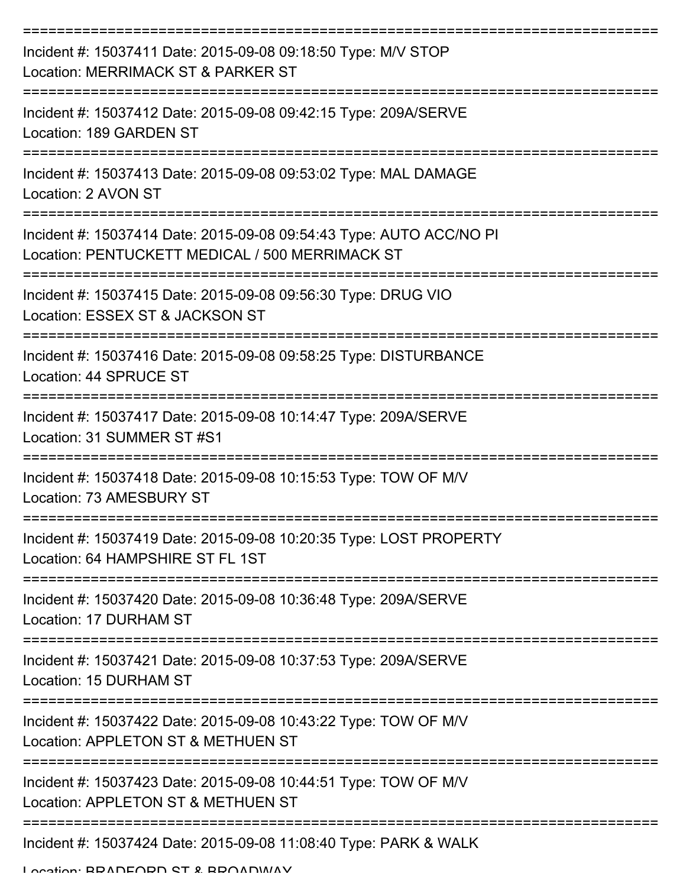===========================================================================

Incident #: 15037411 Date: 2015-09-08 09:18:50 Type: M/V STOP
Location: MERRIMACK ST & PARKER ST

===========================================================================

Incident #: 15037412 Date: 2015-09-08 09:42:15 Type: 209A/SERVE
Location: 189 GARDEN ST

===========================================================================

Incident #: 15037413 Date: 2015-09-08 09:53:02 Type: MAL DAMAGE
Location: 2 AVON ST

===========================================================================

Incident #: 15037414 Date: 2015-09-08 09:54:43 Type: AUTO ACC/NO PI
Location: PENTUCKETT MEDICAL / 500 MERRIMACK ST

===========================================================================

Incident #: 15037415 Date: 2015-09-08 09:56:30 Type: DRUG VIO
Location: ESSEX ST & JACKSON ST

===========================================================================

Incident #: 15037416 Date: 2015-09-08 09:58:25 Type: DISTURBANCE
Location: 44 SPRUCE ST

===========================================================================

Incident #: 15037417 Date: 2015-09-08 10:14:47 Type: 209A/SERVE
Location: 31 SUMMER ST #S1

===========================================================================

Incident #: 15037418 Date: 2015-09-08 10:15:53 Type: TOW OF M/V
Location: 73 AMESBURY ST

===========================================================================

Incident #: 15037419 Date: 2015-09-08 10:20:35 Type: LOST PROPERTY
Location: 64 HAMPSHIRE ST FL 1ST

===========================================================================

Incident #: 15037420 Date: 2015-09-08 10:36:48 Type: 209A/SERVE
Location: 17 DURHAM ST

===========================================================================

Incident #: 15037421 Date: 2015-09-08 10:37:53 Type: 209A/SERVE
Location: 15 DURHAM ST

===========================================================================

Incident #: 15037422 Date: 2015-09-08 10:43:22 Type: TOW OF M/V
Location: APPLETON ST & METHUEN ST

===========================================================================

Incident #: 15037423 Date: 2015-09-08 10:44:51 Type: TOW OF M/V
Location: APPLETON ST & METHUEN ST

===========================================================================

Incident #: 15037424 Date: 2015-09-08 11:08:40 Type: PARK & WALK
Location: BRADFORD ST & BROADWAY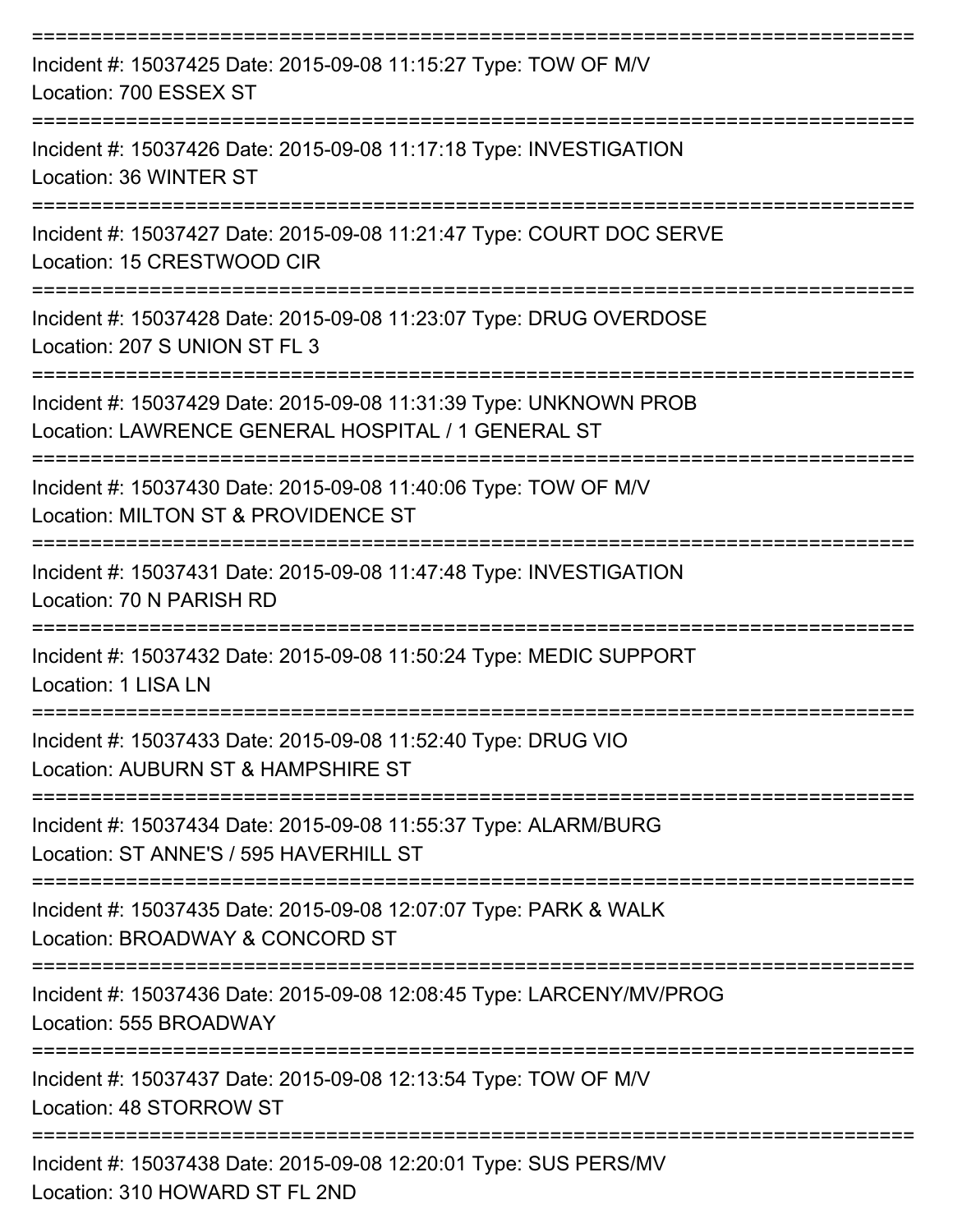===========================================================================

Incident #: 15037425 Date: 2015-09-08 11:15:27 Type: TOW OF M/V
Location: 700 ESSEX ST

===========================================================================

Incident #: 15037426 Date: 2015-09-08 11:17:18 Type: INVESTIGATION
Location: 36 WINTER ST

===========================================================================

Incident #: 15037427 Date: 2015-09-08 11:21:47 Type: COURT DOC SERVE
Location: 15 CRESTWOOD CIR

===========================================================================

Incident #: 15037428 Date: 2015-09-08 11:23:07 Type: DRUG OVERDOSE
Location: 207 S UNION ST FL 3

===========================================================================

Incident #: 15037429 Date: 2015-09-08 11:31:39 Type: UNKNOWN PROB
Location: LAWRENCE GENERAL HOSPITAL / 1 GENERAL ST

===========================================================================

Incident #: 15037430 Date: 2015-09-08 11:40:06 Type: TOW OF M/V
Location: MILTON ST & PROVIDENCE ST

===========================================================================

Incident #: 15037431 Date: 2015-09-08 11:47:48 Type: INVESTIGATION
Location: 70 N PARISH RD

===========================================================================

Incident #: 15037432 Date: 2015-09-08 11:50:24 Type: MEDIC SUPPORT
Location: 1 LISA LN

===========================================================================

Incident #: 15037433 Date: 2015-09-08 11:52:40 Type: DRUG VIO
Location: AUBURN ST & HAMPSHIRE ST

===========================================================================

Incident #: 15037434 Date: 2015-09-08 11:55:37 Type: ALARM/BURG
Location: ST ANNE'S / 595 HAVERHILL ST

===========================================================================

Incident #: 15037435 Date: 2015-09-08 12:07:07 Type: PARK & WALK
Location: BROADWAY & CONCORD ST

===========================================================================

Incident #: 15037436 Date: 2015-09-08 12:08:45 Type: LARCENY/MV/PROG
Location: 555 BROADWAY

===========================================================================

Incident #: 15037437 Date: 2015-09-08 12:13:54 Type: TOW OF M/V
Location: 48 STORROW ST

===========================================================================

Incident #: 15037438 Date: 2015-09-08 12:20:01 Type: SUS PERS/MV
Location: 310 HOWARD ST FL 2ND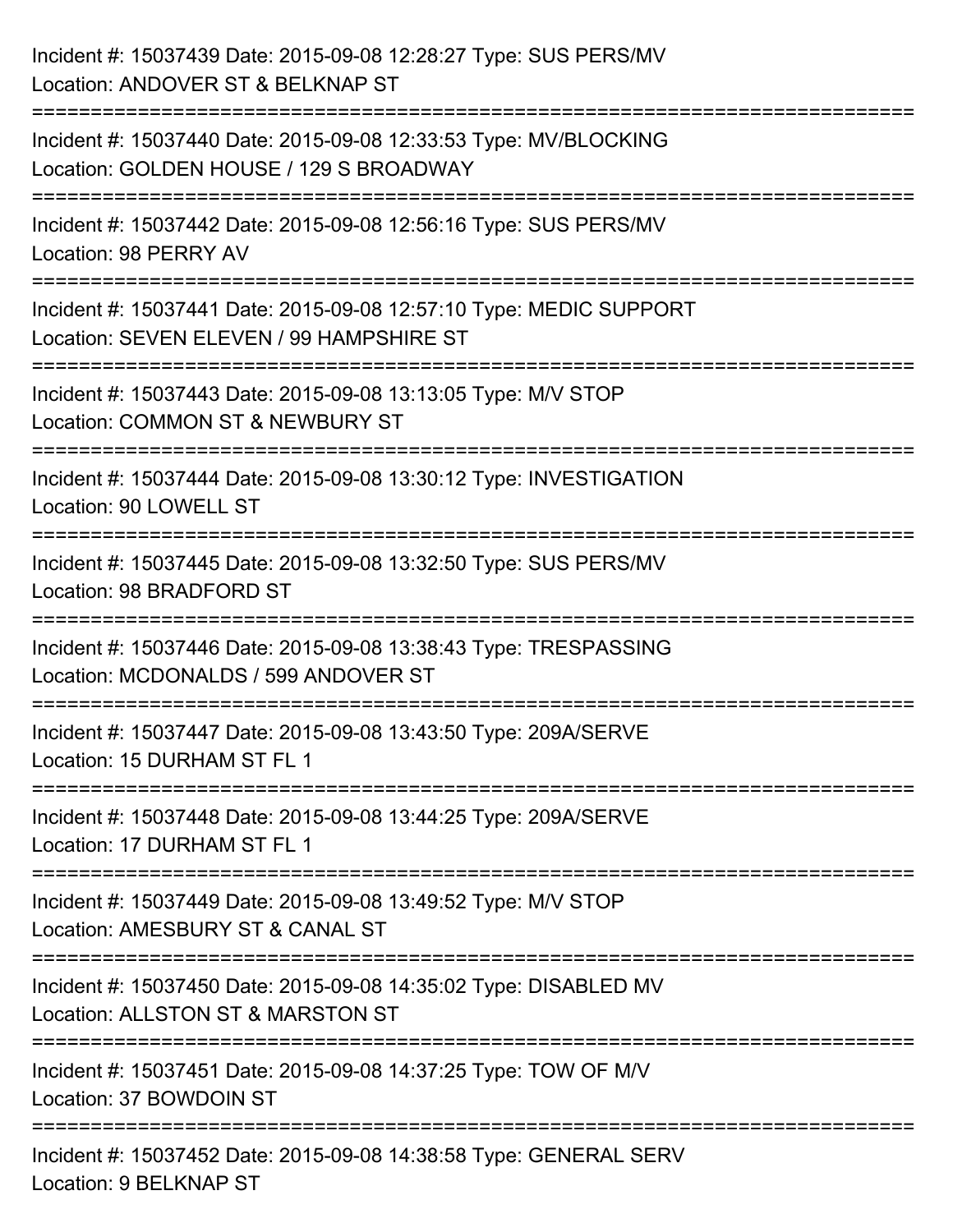Incident #: 15037439 Date: 2015-09-08 12:28:27 Type: SUS PERS/MV
Location: ANDOVER ST & BELKNAP ST

===========================================================================

Incident #: 15037440 Date: 2015-09-08 12:33:53 Type: MV/BLOCKING
Location: GOLDEN HOUSE / 129 S BROADWAY

===========================================================================

Incident #: 15037442 Date: 2015-09-08 12:56:16 Type: SUS PERS/MV
Location: 98 PERRY AV

===========================================================================

Incident #: 15037441 Date: 2015-09-08 12:57:10 Type: MEDIC SUPPORT
Location: SEVEN ELEVEN / 99 HAMPSHIRE ST

===========================================================================

Incident #: 15037443 Date: 2015-09-08 13:13:05 Type: M/V STOP
Location: COMMON ST & NEWBURY ST

===========================================================================

Incident #: 15037444 Date: 2015-09-08 13:30:12 Type: INVESTIGATION
Location: 90 LOWELL ST

===========================================================================

Incident #: 15037445 Date: 2015-09-08 13:32:50 Type: SUS PERS/MV
Location: 98 BRADFORD ST

===========================================================================

Incident #: 15037446 Date: 2015-09-08 13:38:43 Type: TRESPASSING
Location: MCDONALDS / 599 ANDOVER ST

===========================================================================

Incident #: 15037447 Date: 2015-09-08 13:43:50 Type: 209A/SERVE
Location: 15 DURHAM ST FL 1

===========================================================================

Incident #: 15037448 Date: 2015-09-08 13:44:25 Type: 209A/SERVE
Location: 17 DURHAM ST FL 1

===========================================================================

Incident #: 15037449 Date: 2015-09-08 13:49:52 Type: M/V STOP
Location: AMESBURY ST & CANAL ST

===========================================================================

Incident #: 15037450 Date: 2015-09-08 14:35:02 Type: DISABLED MV
Location: ALLSTON ST & MARSTON ST

===========================================================================

Incident #: 15037451 Date: 2015-09-08 14:37:25 Type: TOW OF M/V
Location: 37 BOWDOIN ST

===========================================================================

Incident #: 15037452 Date: 2015-09-08 14:38:58 Type: GENERAL SERV
Location: 9 BELKNAP ST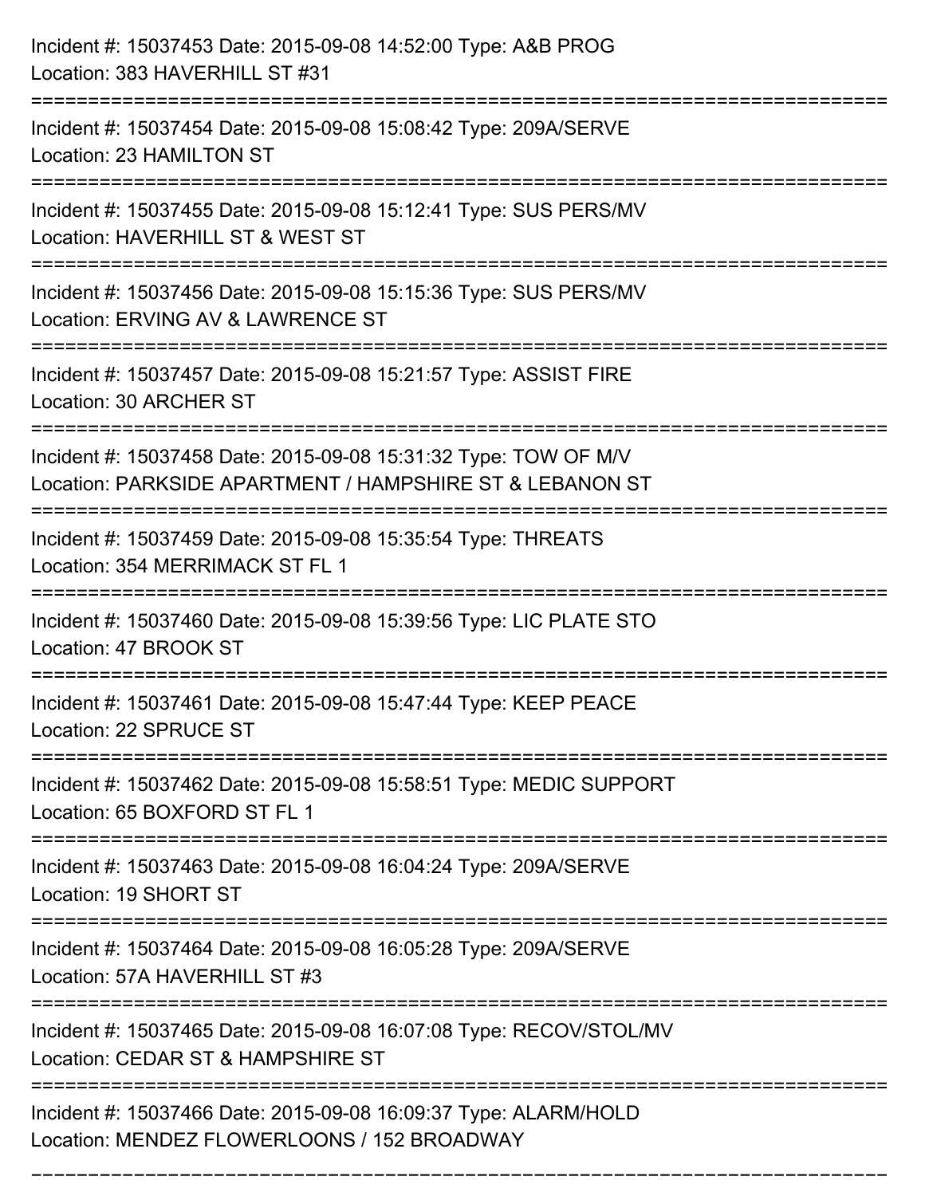Incident #: 15037453 Date: 2015-09-08 14:52:00 Type: A&B PROG
Location: 383 HAVERHILL ST #31

===========================================================================

Incident #: 15037454 Date: 2015-09-08 15:08:42 Type: 209A/SERVE
Location: 23 HAMILTON ST

===========================================================================

Incident #: 15037455 Date: 2015-09-08 15:12:41 Type: SUS PERS/MV
Location: HAVERHILL ST & WEST ST

===========================================================================

Incident #: 15037456 Date: 2015-09-08 15:15:36 Type: SUS PERS/MV
Location: ERVING AV & LAWRENCE ST

===========================================================================

Incident #: 15037457 Date: 2015-09-08 15:21:57 Type: ASSIST FIRE
Location: 30 ARCHER ST

===========================================================================

Incident #: 15037458 Date: 2015-09-08 15:31:32 Type: TOW OF M/V
Location: PARKSIDE APARTMENT / HAMPSHIRE ST & LEBANON ST

===========================================================================

Incident #: 15037459 Date: 2015-09-08 15:35:54 Type: THREATS
Location: 354 MERRIMACK ST FL 1

===========================================================================

Incident #: 15037460 Date: 2015-09-08 15:39:56 Type: LIC PLATE STO
Location: 47 BROOK ST

===========================================================================

Incident #: 15037461 Date: 2015-09-08 15:47:44 Type: KEEP PEACE
Location: 22 SPRUCE ST

===========================================================================

Incident #: 15037462 Date: 2015-09-08 15:58:51 Type: MEDIC SUPPORT
Location: 65 BOXFORD ST FL 1

===========================================================================

Incident #: 15037463 Date: 2015-09-08 16:04:24 Type: 209A/SERVE
Location: 19 SHORT ST

===========================================================================

Incident #: 15037464 Date: 2015-09-08 16:05:28 Type: 209A/SERVE
Location: 57A HAVERHILL ST #3

===========================================================================

Incident #: 15037465 Date: 2015-09-08 16:07:08 Type: RECOV/STOL/MV
Location: CEDAR ST & HAMPSHIRE ST

===========================================================================

Incident #: 15037466 Date: 2015-09-08 16:09:37 Type: ALARM/HOLD
Location: MENDEZ FLOWERLOONS / 152 BROADWAY

===========================================================================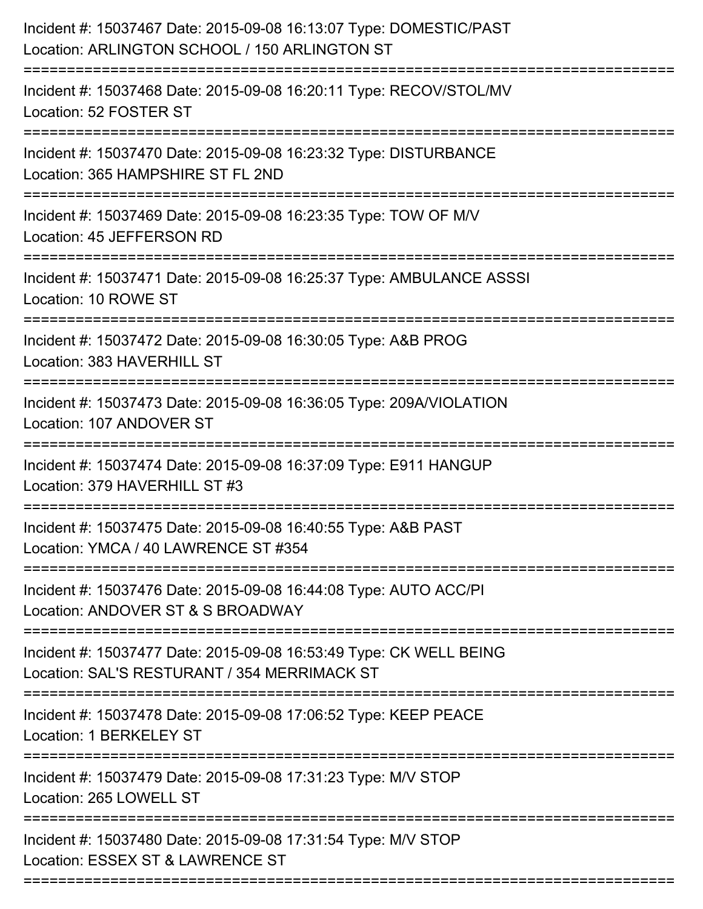Incident #: 15037467 Date: 2015-09-08 16:13:07 Type: DOMESTIC/PAST
Location: ARLINGTON SCHOOL / 150 ARLINGTON ST

===========================================================================

Incident #: 15037468 Date: 2015-09-08 16:20:11 Type: RECOV/STOL/MV
Location: 52 FOSTER ST

===========================================================================

Incident #: 15037470 Date: 2015-09-08 16:23:32 Type: DISTURBANCE
Location: 365 HAMPSHIRE ST FL 2ND

===========================================================================

Incident #: 15037469 Date: 2015-09-08 16:23:35 Type: TOW OF M/V
Location: 45 JEFFERSON RD

===========================================================================

Incident #: 15037471 Date: 2015-09-08 16:25:37 Type: AMBULANCE ASSSI
Location: 10 ROWE ST

===========================================================================

Incident #: 15037472 Date: 2015-09-08 16:30:05 Type: A&B PROG
Location: 383 HAVERHILL ST

===========================================================================

Incident #: 15037473 Date: 2015-09-08 16:36:05 Type: 209A/VIOLATION
Location: 107 ANDOVER ST

===========================================================================

Incident #: 15037474 Date: 2015-09-08 16:37:09 Type: E911 HANGUP
Location: 379 HAVERHILL ST #3

===========================================================================

Incident #: 15037475 Date: 2015-09-08 16:40:55 Type: A&B PAST
Location: YMCA / 40 LAWRENCE ST #354

===========================================================================

Incident #: 15037476 Date: 2015-09-08 16:44:08 Type: AUTO ACC/PI
Location: ANDOVER ST & S BROADWAY

===========================================================================

Incident #: 15037477 Date: 2015-09-08 16:53:49 Type: CK WELL BEING
Location: SAL'S RESTURANT / 354 MERRIMACK ST

===========================================================================

Incident #: 15037478 Date: 2015-09-08 17:06:52 Type: KEEP PEACE
Location: 1 BERKELEY ST

===========================================================================

Incident #: 15037479 Date: 2015-09-08 17:31:23 Type: M/V STOP
Location: 265 LOWELL ST

===========================================================================

Incident #: 15037480 Date: 2015-09-08 17:31:54 Type: M/V STOP
Location: ESSEX ST & LAWRENCE ST

===========================================================================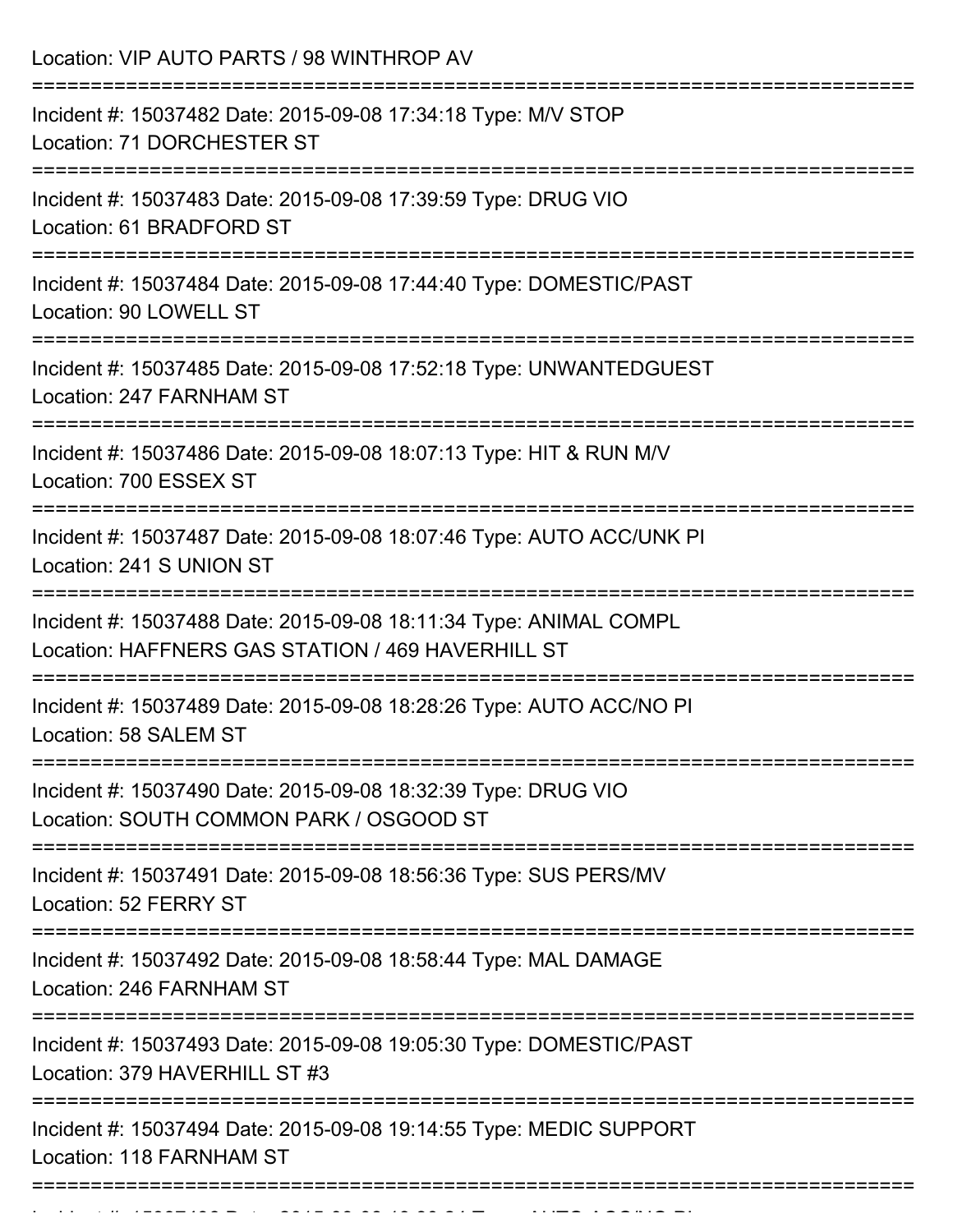Location: VIP AUTO PARTS / 98 WINTHROP AV

===========================================================================

Incident #: 15037482 Date: 2015-09-08 17:34:18 Type: M/V STOP
Location: 71 DORCHESTER ST

===========================================================================

Incident #: 15037483 Date: 2015-09-08 17:39:59 Type: DRUG VIO
Location: 61 BRADFORD ST

===========================================================================

Incident #: 15037484 Date: 2015-09-08 17:44:40 Type: DOMESTIC/PAST
Location: 90 LOWELL ST

===========================================================================

Incident #: 15037485 Date: 2015-09-08 17:52:18 Type: UNWANTEDGUEST
Location: 247 FARNHAM ST

===========================================================================

Incident #: 15037486 Date: 2015-09-08 18:07:13 Type: HIT & RUN M/V
Location: 700 ESSEX ST

===========================================================================

Incident #: 15037487 Date: 2015-09-08 18:07:46 Type: AUTO ACC/UNK PI
Location: 241 S UNION ST

===========================================================================

Incident #: 15037488 Date: 2015-09-08 18:11:34 Type: ANIMAL COMPL
Location: HAFFNERS GAS STATION / 469 HAVERHILL ST

===========================================================================

Incident #: 15037489 Date: 2015-09-08 18:28:26 Type: AUTO ACC/NO PI
Location: 58 SALEM ST

===========================================================================

Incident #: 15037490 Date: 2015-09-08 18:32:39 Type: DRUG VIO
Location: SOUTH COMMON PARK / OSGOOD ST

===========================================================================

Incident #: 15037491 Date: 2015-09-08 18:56:36 Type: SUS PERS/MV
Location: 52 FERRY ST

===========================================================================

Incident #: 15037492 Date: 2015-09-08 18:58:44 Type: MAL DAMAGE
Location: 246 FARNHAM ST

===========================================================================

Incident #: 15037493 Date: 2015-09-08 19:05:30 Type: DOMESTIC/PAST
Location: 379 HAVERHILL ST #3

===========================================================================

Incident #: 15037494 Date: 2015-09-08 19:14:55 Type: MEDIC SUPPORT
Location: 118 FARNHAM ST

===========================================================================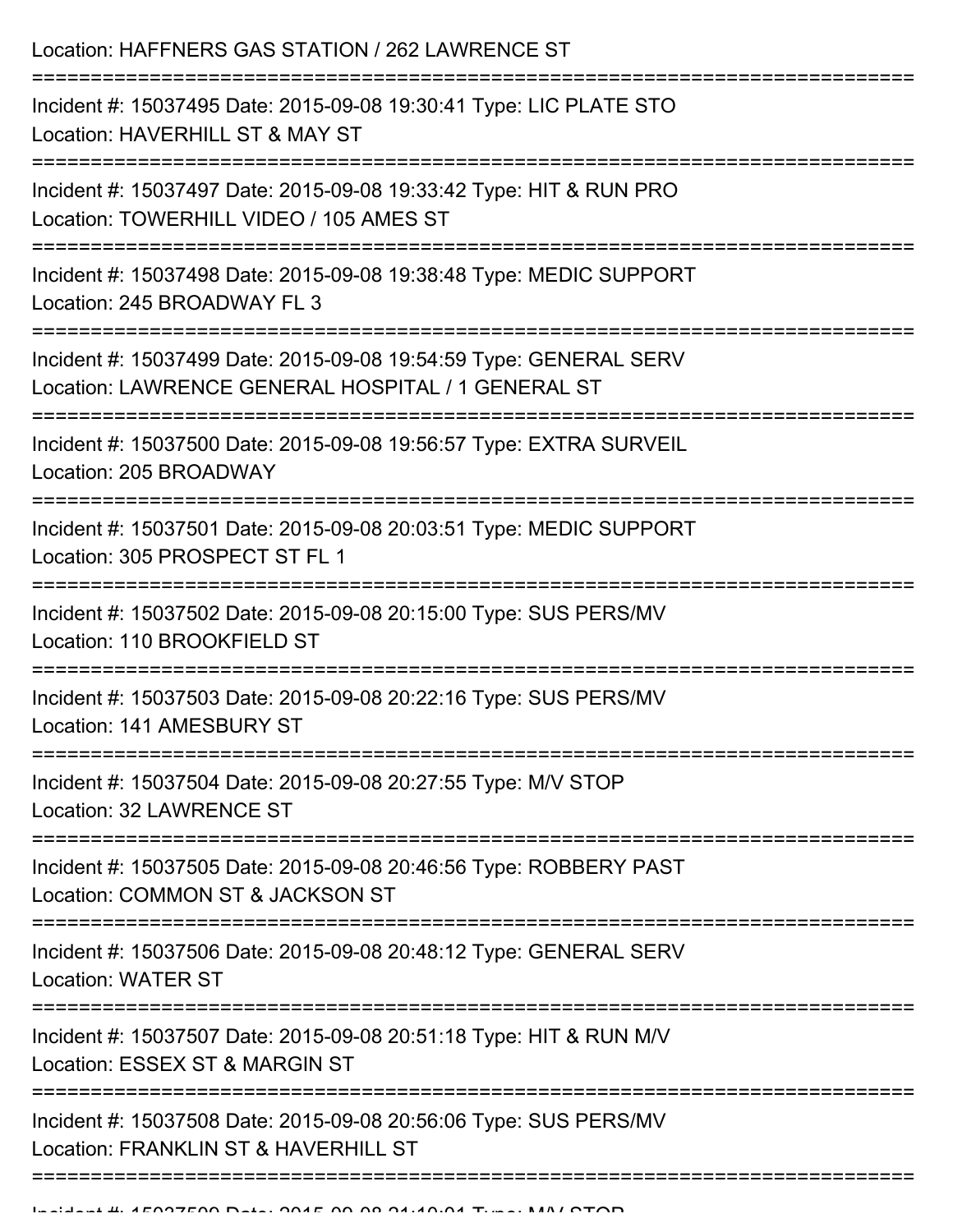Location: HAFFNERS GAS STATION / 262 LAWRENCE ST

===========================================================================

Incident #: 15037495 Date: 2015-09-08 19:30:41 Type: LIC PLATE STO
Location: HAVERHILL ST & MAY ST

===========================================================================

Incident #: 15037497 Date: 2015-09-08 19:33:42 Type: HIT & RUN PRO
Location: TOWERHILL VIDEO / 105 AMES ST

===========================================================================

Incident #: 15037498 Date: 2015-09-08 19:38:48 Type: MEDIC SUPPORT
Location: 245 BROADWAY FL 3

===========================================================================

Incident #: 15037499 Date: 2015-09-08 19:54:59 Type: GENERAL SERV
Location: LAWRENCE GENERAL HOSPITAL / 1 GENERAL ST

===========================================================================

Incident #: 15037500 Date: 2015-09-08 19:56:57 Type: EXTRA SURVEIL
Location: 205 BROADWAY

===========================================================================

Incident #: 15037501 Date: 2015-09-08 20:03:51 Type: MEDIC SUPPORT
Location: 305 PROSPECT ST FL 1

===========================================================================

Incident #: 15037502 Date: 2015-09-08 20:15:00 Type: SUS PERS/MV
Location: 110 BROOKFIELD ST

===========================================================================

Incident #: 15037503 Date: 2015-09-08 20:22:16 Type: SUS PERS/MV
Location: 141 AMESBURY ST

===========================================================================

Incident #: 15037504 Date: 2015-09-08 20:27:55 Type: M/V STOP
Location: 32 LAWRENCE ST

===========================================================================

Incident #: 15037505 Date: 2015-09-08 20:46:56 Type: ROBBERY PAST
Location: COMMON ST & JACKSON ST

===========================================================================

Incident #: 15037506 Date: 2015-09-08 20:48:12 Type: GENERAL SERV
Location: WATER ST

===========================================================================

Incident #: 15037507 Date: 2015-09-08 20:51:18 Type: HIT & RUN M/V
Location: ESSEX ST & MARGIN ST

===========================================================================

Incident #: 15037508 Date: 2015-09-08 20:56:06 Type: SUS PERS/MV
Location: FRANKLIN ST & HAVERHILL ST

===========================================================================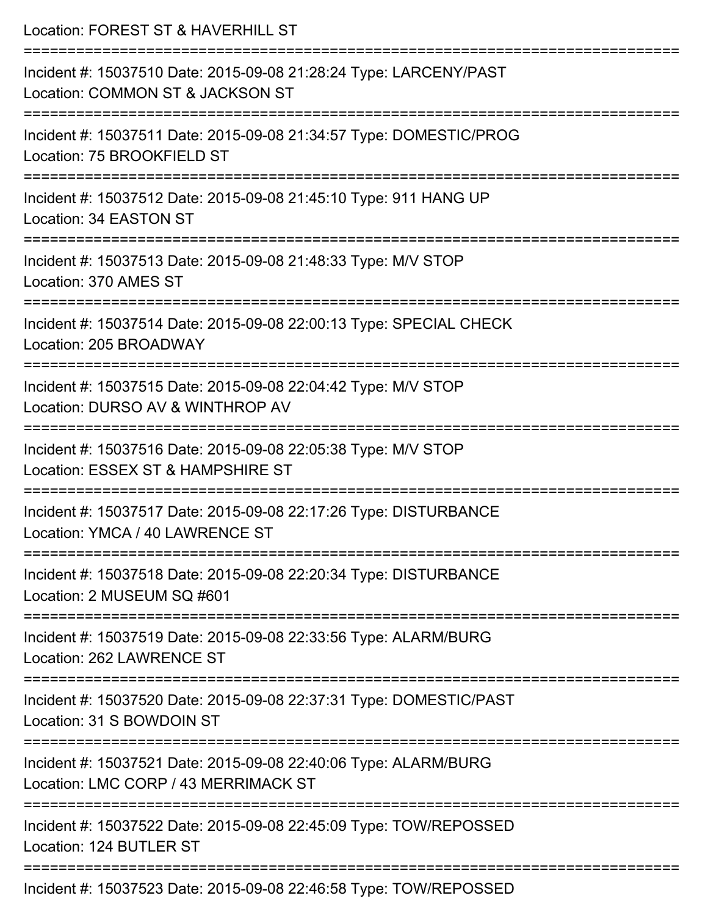Location: FOREST ST & HAVERHILL ST

===========================================================================

Incident #: 15037510 Date: 2015-09-08 21:28:24 Type: LARCENY/PAST
Location: COMMON ST & JACKSON ST

===========================================================================

Incident #: 15037511 Date: 2015-09-08 21:34:57 Type: DOMESTIC/PROG
Location: 75 BROOKFIELD ST

===========================================================================

Incident #: 15037512 Date: 2015-09-08 21:45:10 Type: 911 HANG UP
Location: 34 EASTON ST

===========================================================================

Incident #: 15037513 Date: 2015-09-08 21:48:33 Type: M/V STOP
Location: 370 AMES ST

===========================================================================

Incident #: 15037514 Date: 2015-09-08 22:00:13 Type: SPECIAL CHECK
Location: 205 BROADWAY

===========================================================================

Incident #: 15037515 Date: 2015-09-08 22:04:42 Type: M/V STOP
Location: DURSO AV & WINTHROP AV

===========================================================================

Incident #: 15037516 Date: 2015-09-08 22:05:38 Type: M/V STOP
Location: ESSEX ST & HAMPSHIRE ST

===========================================================================

Incident #: 15037517 Date: 2015-09-08 22:17:26 Type: DISTURBANCE
Location: YMCA / 40 LAWRENCE ST

===========================================================================

Incident #: 15037518 Date: 2015-09-08 22:20:34 Type: DISTURBANCE
Location: 2 MUSEUM SQ #601

===========================================================================

Incident #: 15037519 Date: 2015-09-08 22:33:56 Type: ALARM/BURG
Location: 262 LAWRENCE ST

===========================================================================

Incident #: 15037520 Date: 2015-09-08 22:37:31 Type: DOMESTIC/PAST
Location: 31 S BOWDOIN ST

===========================================================================

Incident #: 15037521 Date: 2015-09-08 22:40:06 Type: ALARM/BURG
Location: LMC CORP / 43 MERRIMACK ST

===========================================================================

Incident #: 15037522 Date: 2015-09-08 22:45:09 Type: TOW/REPOSSED
Location: 124 BUTLER ST

===========================================================================

Incident #: 15037523 Date: 2015-09-08 22:46:58 Type: TOW/REPOSSED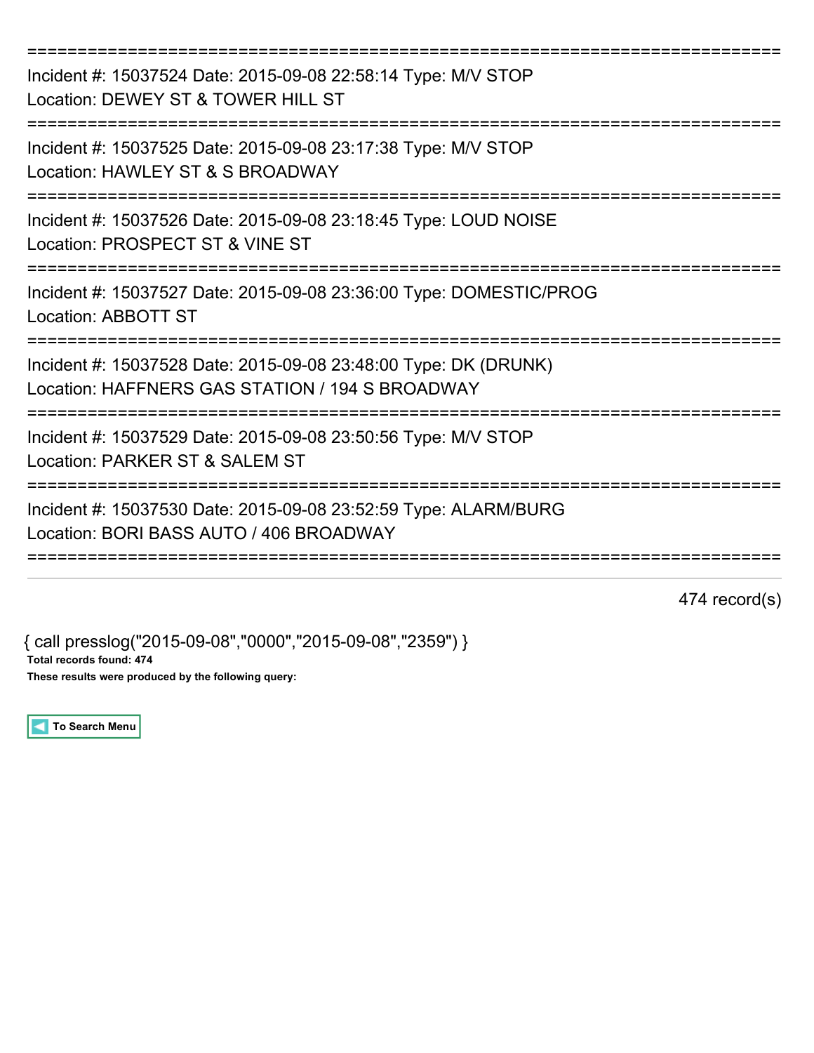===========================================================================

Incident #: 15037524 Date: 2015-09-08 22:58:14 Type: M/V STOP
Location: DEWEY ST & TOWER HILL ST

===========================================================================

Incident #: 15037525 Date: 2015-09-08 23:17:38 Type: M/V STOP
Location: HAWLEY ST & S BROADWAY

===========================================================================

Incident #: 15037526 Date: 2015-09-08 23:18:45 Type: LOUD NOISE
Location: PROSPECT ST & VINE ST

===========================================================================

Incident #: 15037527 Date: 2015-09-08 23:36:00 Type: DOMESTIC/PROG
Location: ABBOTT ST

===========================================================================

Incident #: 15037528 Date: 2015-09-08 23:48:00 Type: DK (DRUNK)
Location: HAFFNERS GAS STATION / 194 S BROADWAY

===========================================================================

Incident #: 15037529 Date: 2015-09-08 23:50:56 Type: M/V STOP
Location: PARKER ST & SALEM ST

===========================================================================

Incident #: 15037530 Date: 2015-09-08 23:52:59 Type: ALARM/BURG
Location: BORI BASS AUTO / 406 BROADWAY

===========================================================================

474 record(s)

{ call presslog("2015-09-08","0000","2015-09-08","2359") }

**Total records found: 474**

**These results were produced by the following query:**

To Search Menu